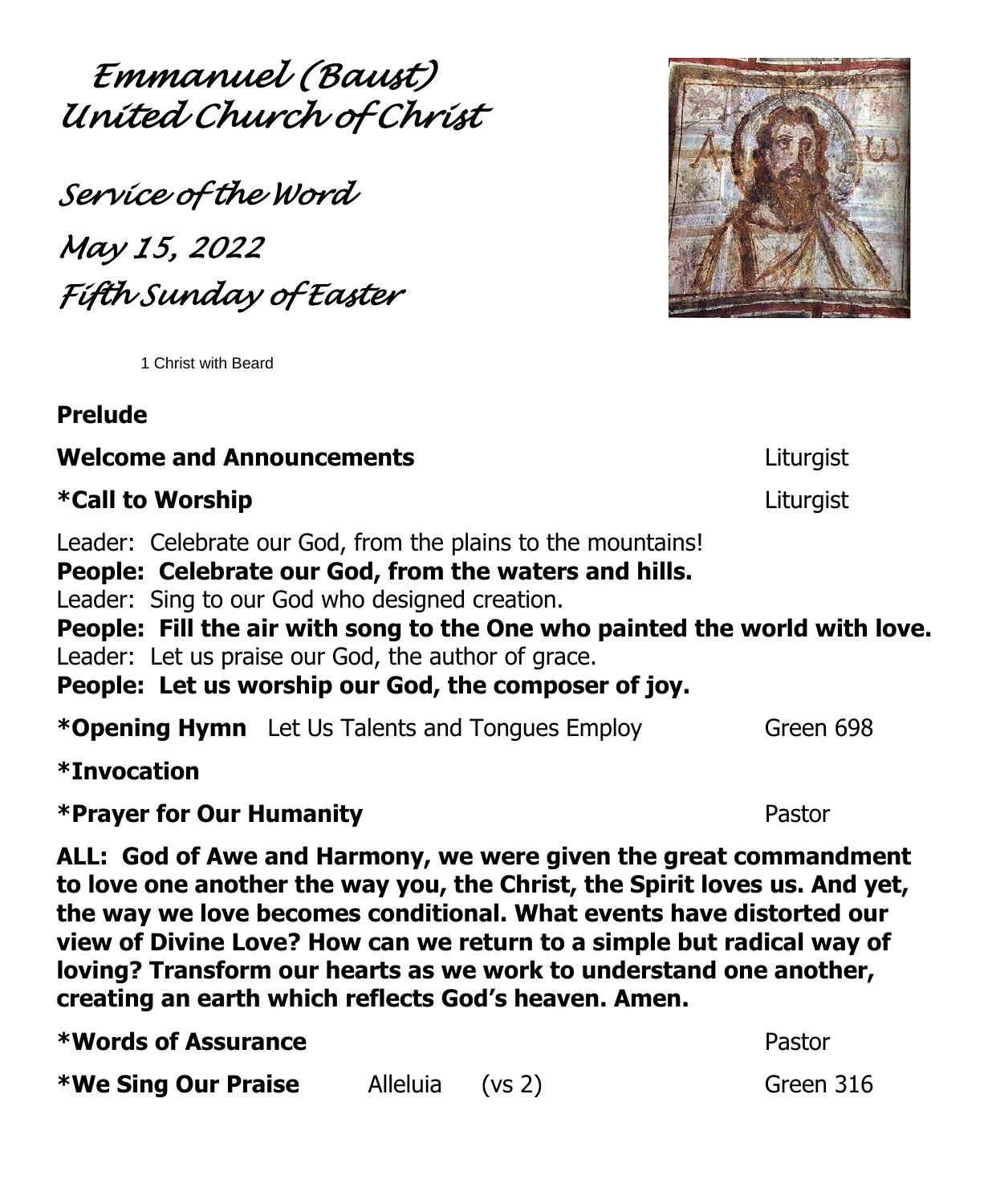# Emmanuel (Baust) United Church of Christ

## Service of the Word

## May 15, 2022

## Fifth Sunday of Easter

1 Christ with Beard

**Prelude**

**Welcome and Announcements** Liturgist

**\*Call to Worship** Liturgist

Leader: Celebrate our God, from the plains to the mountains!

**People: Celebrate our God, from the waters and hills.**

Leader: Sing to our God who designed creation.

**People: Fill the air with song to the One who painted the world with love.**

Leader: Let us praise our God, the author of grace.

**People: Let us worship our God, the composer of joy.**

**\*Opening Hymn** Let Us Talents and Tongues Employ Green 698

**\*Invocation**

**\*Prayer for Our Humanity** Pastor

**ALL: God of Awe and Harmony, we were given the great commandment to love one another the way you, the Christ, the Spirit loves us. And yet, the way we love becomes conditional. What events have distorted our view of Divine Love? How can we return to a simple but radical way of loving? Transform our hearts as we work to understand one another, creating an earth which reflects God's heaven. Amen.**

**\*Words of Assurance** Pastor

**\*We Sing Our Praise** Alleluia (vs 2) Green 316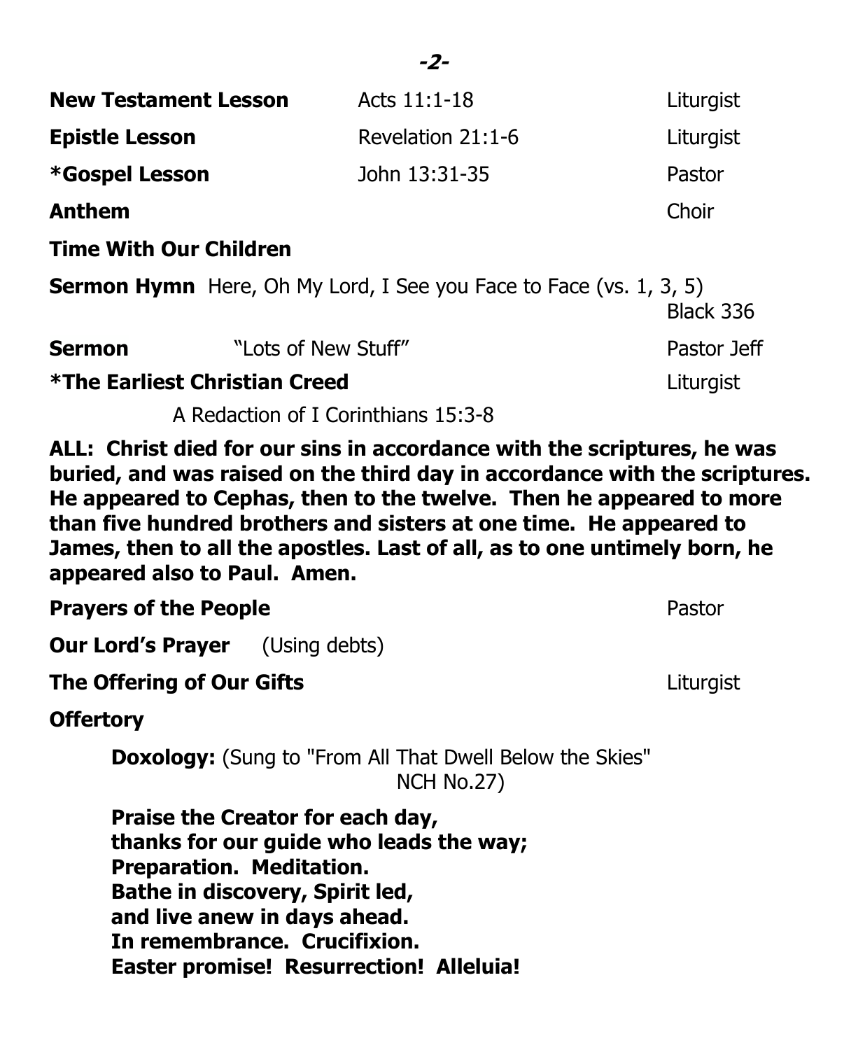**New Testament Lesson** Acts 11:1-18 Liturgist

**Epistle Lesson** Revelation 21:1-6 Liturgist

***Gospel Lesson** John 13:31-35 Pastor

**Anthem** Choir

**Time With Our Children**

**Sermon Hymn** Here, Oh My Lord, I See you Face to Face (vs. 1, 3, 5) Black 336

**Sermon** "Lots of New Stuff" Pastor Jeff

***The Earliest Christian Creed** Liturgist

A Redaction of I Corinthians 15:3-8

**ALL: Christ died for our sins in accordance with the scriptures, he was buried, and was raised on the third day in accordance with the scriptures. He appeared to Cephas, then to the twelve. Then he appeared to more than five hundred brothers and sisters at one time. He appeared to James, then to all the apostles. Last of all, as to one untimely born, he appeared also to Paul. Amen.**

**Prayers of the People** Pastor

**Our Lord's Prayer** (Using debts)

**The Offering of Our Gifts** Liturgist

**Offertory**

**Doxology:** (Sung to "From All That Dwell Below the Skies" NCH No.27)

**Praise the Creator for each day,**
**thanks for our guide who leads the way;**
**Preparation. Meditation.**
**Bathe in discovery, Spirit led,**
**and live anew in days ahead.**
**In remembrance. Crucifixion.**
**Easter promise! Resurrection! Alleluia!**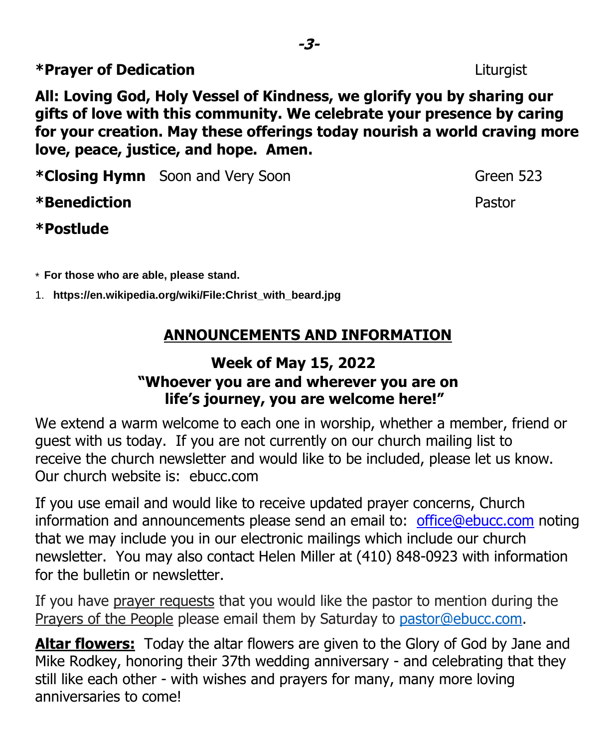**\*Prayer of Dedication** Liturgist

**All: Loving God, Holy Vessel of Kindness, we glorify you by sharing our gifts of love with this community. We celebrate your presence by caring for your creation. May these offerings today nourish a world craving more love, peace, justice, and hope. Amen.**

**\*Closing Hymn** Soon and Very Soon Green 523

**\*Benediction** Pastor

**\*Postlude**

\* **For those who are able, please stand.**

1. **https://en.wikipedia.org/wiki/File:Christ_with_beard.jpg**

## ANNOUNCEMENTS AND INFORMATION

### Week of May 15, 2022
### "Whoever you are and wherever you are on life's journey, you are welcome here!"

We extend a warm welcome to each one in worship, whether a member, friend or guest with us today. If you are not currently on our church mailing list to receive the church newsletter and would like to be included, please let us know. Our church website is: ebucc.com

If you use email and would like to receive updated prayer concerns, Church information and announcements please send an email to: office@ebucc.com noting that we may include you in our electronic mailings which include our church newsletter. You may also contact Helen Miller at (410) 848-0923 with information for the bulletin or newsletter.

If you have prayer requests that you would like the pastor to mention during the Prayers of the People please email them by Saturday to pastor@ebucc.com.

**Altar flowers:** Today the altar flowers are given to the Glory of God by Jane and Mike Rodkey, honoring their 37th wedding anniversary - and celebrating that they still like each other - with wishes and prayers for many, many more loving anniversaries to come!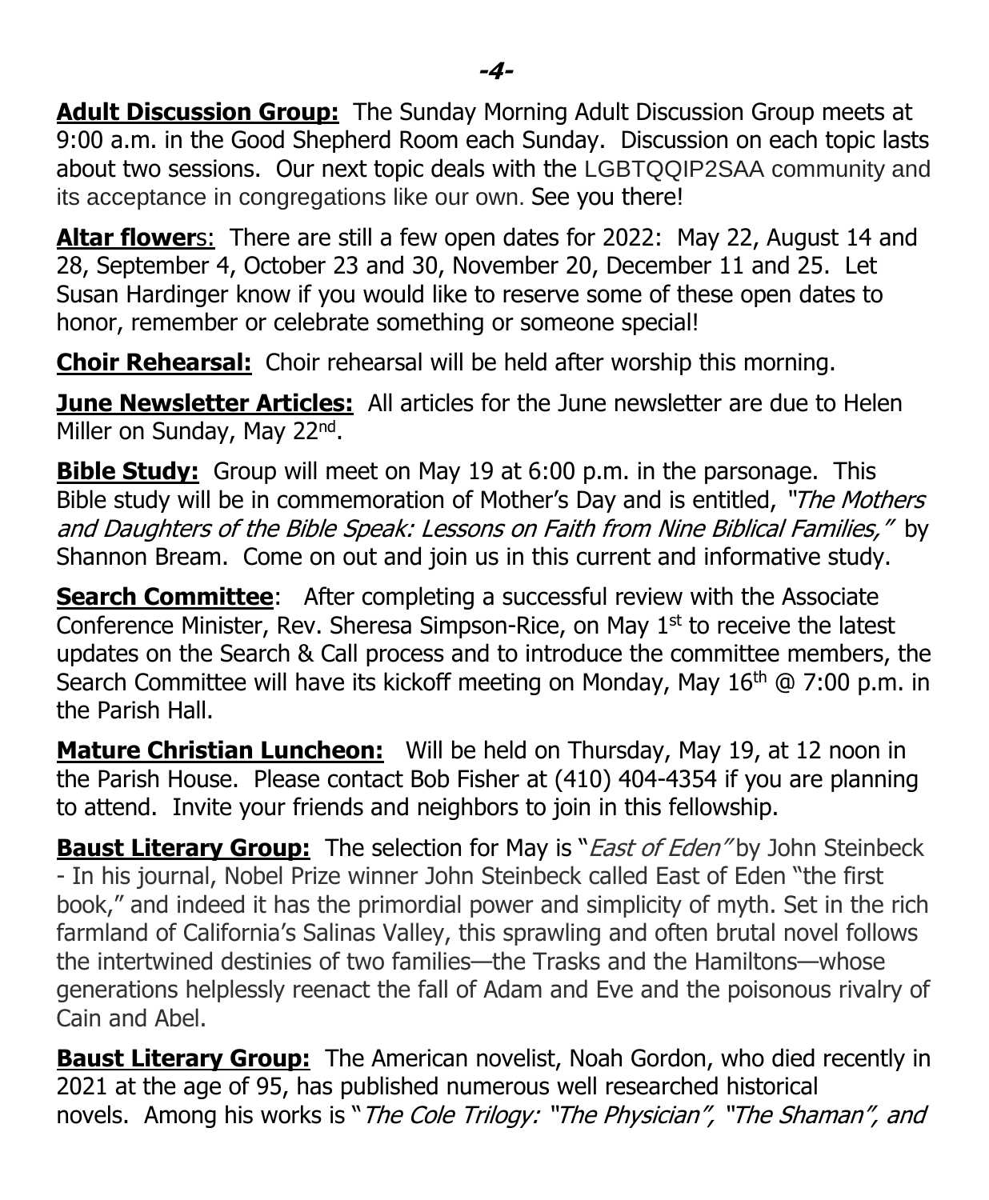**Adult Discussion Group:** The Sunday Morning Adult Discussion Group meets at 9:00 a.m. in the Good Shepherd Room each Sunday. Discussion on each topic lasts about two sessions. Our next topic deals with the LGBTQQIP2SAA community and its acceptance in congregations like our own. See you there!

**Altar flowers:** There are still a few open dates for 2022: May 22, August 14 and 28, September 4, October 23 and 30, November 20, December 11 and 25. Let Susan Hardinger know if you would like to reserve some of these open dates to honor, remember or celebrate something or someone special!

**Choir Rehearsal:** Choir rehearsal will be held after worship this morning.

**June Newsletter Articles:** All articles for the June newsletter are due to Helen Miller on Sunday, May 22nd.

**Bible Study:** Group will meet on May 19 at 6:00 p.m. in the parsonage. This Bible study will be in commemoration of Mother's Day and is entitled, *"The Mothers and Daughters of the Bible Speak: Lessons on Faith from Nine Biblical Families,"* by Shannon Bream. Come on out and join us in this current and informative study.

**Search Committee**: After completing a successful review with the Associate Conference Minister, Rev. Sheresa Simpson-Rice, on May 1st to receive the latest updates on the Search & Call process and to introduce the committee members, the Search Committee will have its kickoff meeting on Monday, May 16th @ 7:00 p.m. in the Parish Hall.

**Mature Christian Luncheon:** Will be held on Thursday, May 19, at 12 noon in the Parish House. Please contact Bob Fisher at (410) 404-4354 if you are planning to attend. Invite your friends and neighbors to join in this fellowship.

**Baust Literary Group:** The selection for May is "*East of Eden"* by John Steinbeck - In his journal, Nobel Prize winner John Steinbeck called East of Eden "the first book," and indeed it has the primordial power and simplicity of myth. Set in the rich farmland of California's Salinas Valley, this sprawling and often brutal novel follows the intertwined destinies of two families—the Trasks and the Hamiltons—whose generations helplessly reenact the fall of Adam and Eve and the poisonous rivalry of Cain and Abel.

**Baust Literary Group:** The American novelist, Noah Gordon, who died recently in 2021 at the age of 95, has published numerous well researched historical novels. Among his works is "*The Cole Trilogy: "The Physician", "The Shaman", and*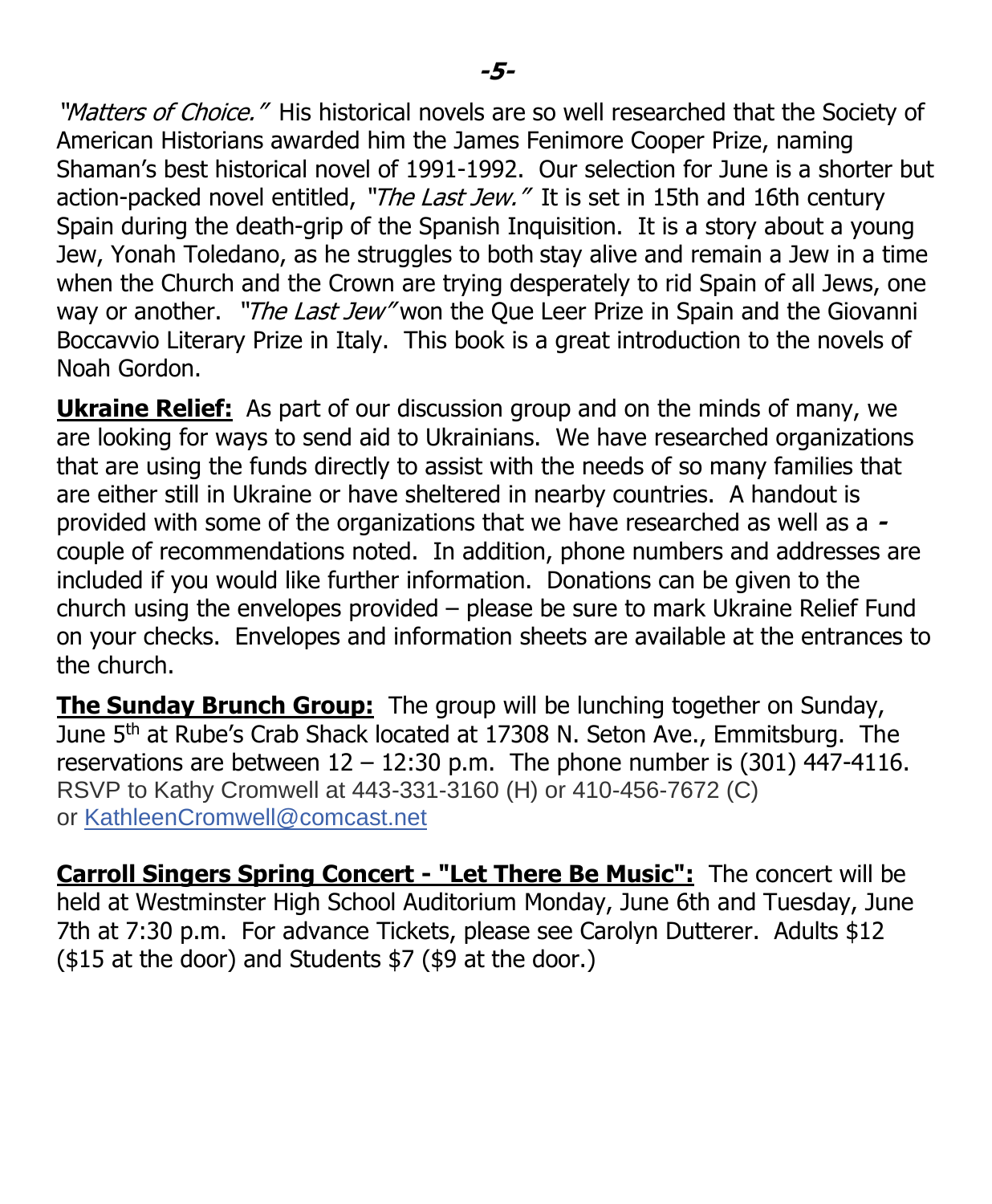*"Matters of Choice."* His historical novels are so well researched that the Society of American Historians awarded him the James Fenimore Cooper Prize, naming Shaman's best historical novel of 1991-1992. Our selection for June is a shorter but action-packed novel entitled, *"The Last Jew."* It is set in 15th and 16th century Spain during the death-grip of the Spanish Inquisition. It is a story about a young Jew, Yonah Toledano, as he struggles to both stay alive and remain a Jew in a time when the Church and the Crown are trying desperately to rid Spain of all Jews, one way or another. *"The Last Jew"* won the Que Leer Prize in Spain and the Giovanni Boccavvio Literary Prize in Italy. This book is a great introduction to the novels of Noah Gordon.

**Ukraine Relief:** As part of our discussion group and on the minds of many, we are looking for ways to send aid to Ukrainians. We have researched organizations that are using the funds directly to assist with the needs of so many families that are either still in Ukraine or have sheltered in nearby countries. A handout is provided with some of the organizations that we have researched as well as a - couple of recommendations noted. In addition, phone numbers and addresses are included if you would like further information. Donations can be given to the church using the envelopes provided – please be sure to mark Ukraine Relief Fund on your checks. Envelopes and information sheets are available at the entrances to the church.

**The Sunday Brunch Group:** The group will be lunching together on Sunday, June 5th at Rube's Crab Shack located at 17308 N. Seton Ave., Emmitsburg. The reservations are between 12 – 12:30 p.m. The phone number is (301) 447-4116. RSVP to Kathy Cromwell at 443-331-3160 (H) or 410-456-7672 (C) or KathleenCromwell@comcast.net

**Carroll Singers Spring Concert - "Let There Be Music":** The concert will be held at Westminster High School Auditorium Monday, June 6th and Tuesday, June 7th at 7:30 p.m. For advance Tickets, please see Carolyn Dutterer. Adults $12 ($15 at the door) and Students $7 ($9 at the door.)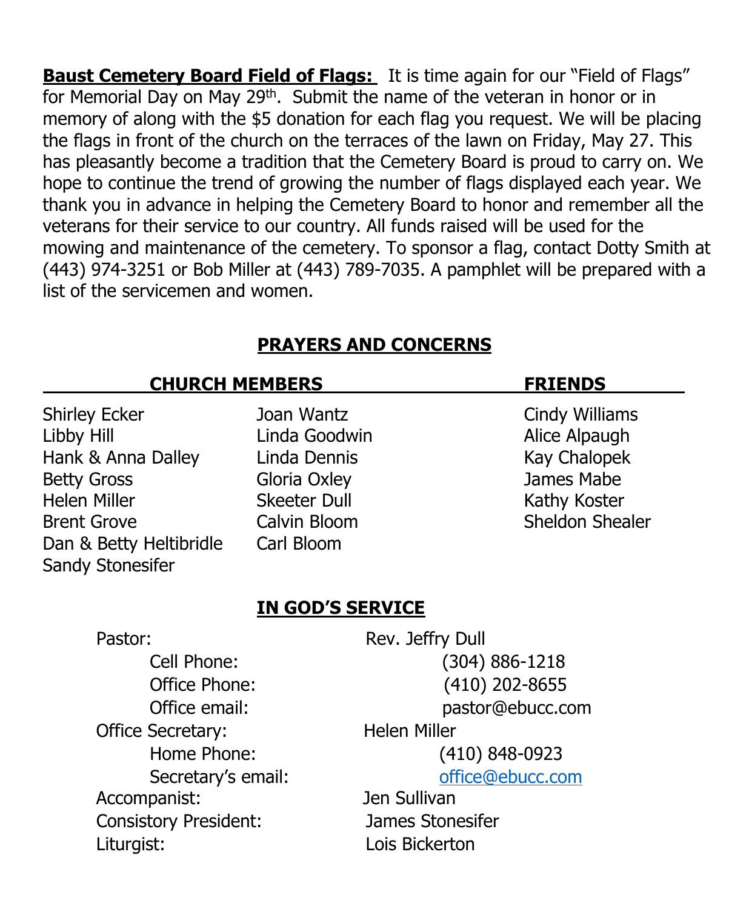**Baust Cemetery Board Field of Flags:** It is time again for our "Field of Flags" for Memorial Day on May 29th. Submit the name of the veteran in honor or in memory of along with the $5 donation for each flag you request. We will be placing the flags in front of the church on the terraces of the lawn on Friday, May 27. This has pleasantly become a tradition that the Cemetery Board is proud to carry on. We hope to continue the trend of growing the number of flags displayed each year. We thank you in advance in helping the Cemetery Board to honor and remember all the veterans for their service to our country. All funds raised will be used for the mowing and maintenance of the cemetery. To sponsor a flag, contact Dotty Smith at (443) 974-3251 or Bob Miller at (443) 789-7035. A pamphlet will be prepared with a list of the servicemen and women.

## PRAYERS AND CONCERNS

| CHURCH MEMBERS | | FRIENDS |
|---|---|---|
| Shirley Ecker | Joan Wantz | Cindy Williams |
| Libby Hill | Linda Goodwin | Alice Alpaugh |
| Hank & Anna Dalley | Linda Dennis | Kay Chalopek |
| Betty Gross | Gloria Oxley | James Mabe |
| Helen Miller | Skeeter Dull | Kathy Koster |
| Brent Grove | Calvin Bloom | Sheldon Shealer |
| Dan & Betty Heltibridle | Carl Bloom | |
| Sandy Stonesifer | | |

## IN GOD'S SERVICE

| | |
|---|---|
| Pastor: | Rev. Jeffry Dull |
| Cell Phone: | (304) 886-1218 |
| Office Phone: | (410) 202-8655 |
| Office email: | pastor@ebucc.com |
| Office Secretary: | Helen Miller |
| Home Phone: | (410) 848-0923 |
| Secretary's email: | office@ebucc.com |
| Accompanist: | Jen Sullivan |
| Consistory President: | James Stonesifer |
| Liturgist: | Lois Bickerton |